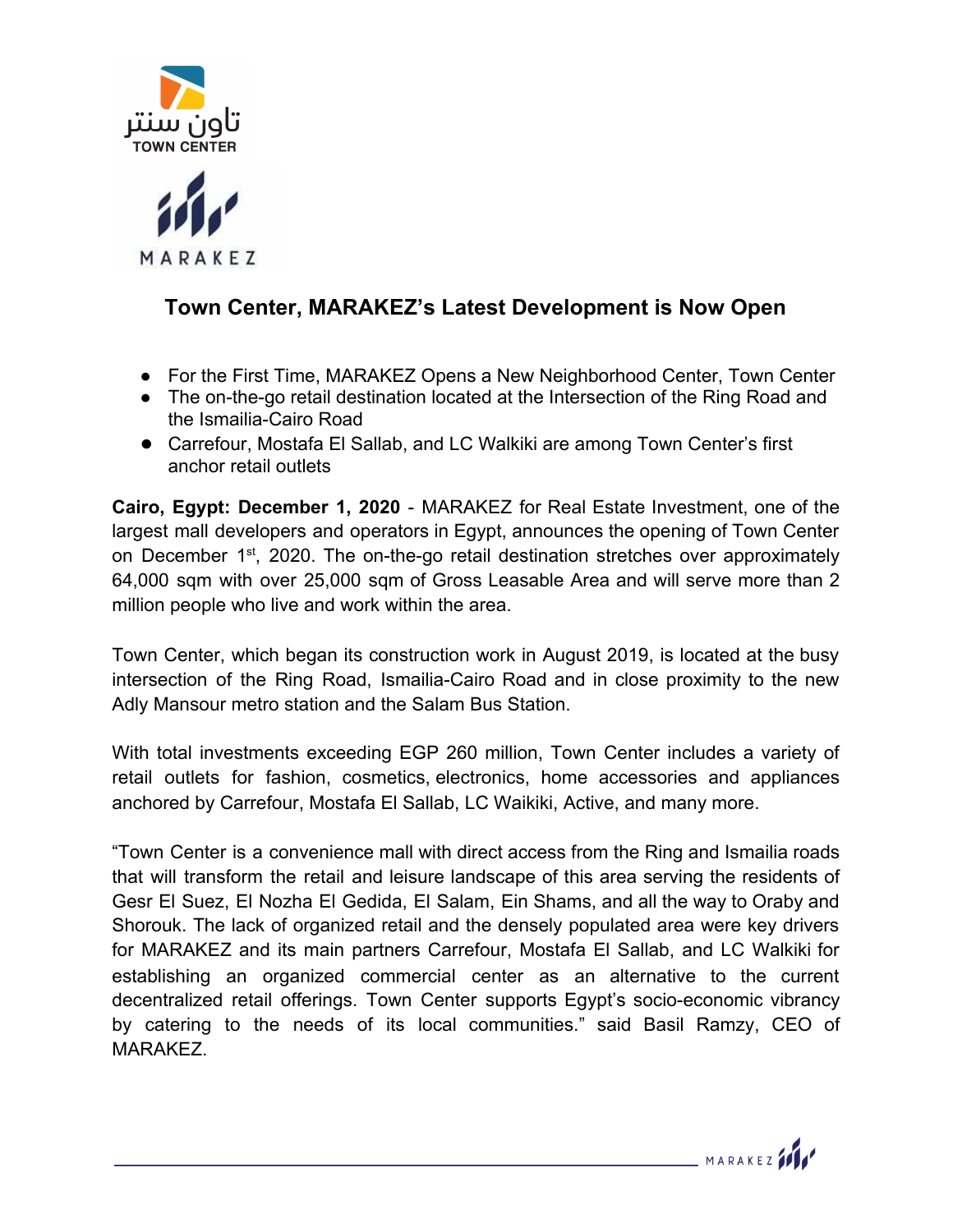# Town Center, MARAKEZ's Latest Development is Now Open

- For the First Time, MARAKEZ Opens a New Neighborhood Center, Town Center
- The on-the-go retail destination located at the Intersection of the Ring Road and the Ismailia-Cairo Road
- Carrefour, Mostafa El Sallab, and LC Walkiki are among Town Center's first anchor retail outlets

**Cairo, Egypt: December 1, 2020** - MARAKEZ for Real Estate Investment, one of the largest mall developers and operators in Egypt, announces the opening of Town Center on December 1st, 2020. The on-the-go retail destination stretches over approximately 64,000 sqm with over 25,000 sqm of Gross Leasable Area and will serve more than 2 million people who live and work within the area.

Town Center, which began its construction work in August 2019, is located at the busy intersection of the Ring Road, Ismailia-Cairo Road and in close proximity to the new Adly Mansour metro station and the Salam Bus Station.

With total investments exceeding EGP 260 million, Town Center includes a variety of retail outlets for fashion, cosmetics, electronics, home accessories and appliances anchored by Carrefour, Mostafa El Sallab, LC Waikiki, Active, and many more.

"Town Center is a convenience mall with direct access from the Ring and Ismailia roads that will transform the retail and leisure landscape of this area serving the residents of Gesr El Suez, El Nozha El Gedida, El Salam, Ein Shams, and all the way to Oraby and Shorouk. The lack of organized retail and the densely populated area were key drivers for MARAKEZ and its main partners Carrefour, Mostafa El Sallab, and LC Walkiki for establishing an organized commercial center as an alternative to the current decentralized retail offerings. Town Center supports Egypt's socio-economic vibrancy by catering to the needs of its local communities." said Basil Ramzy, CEO of MARAKEZ.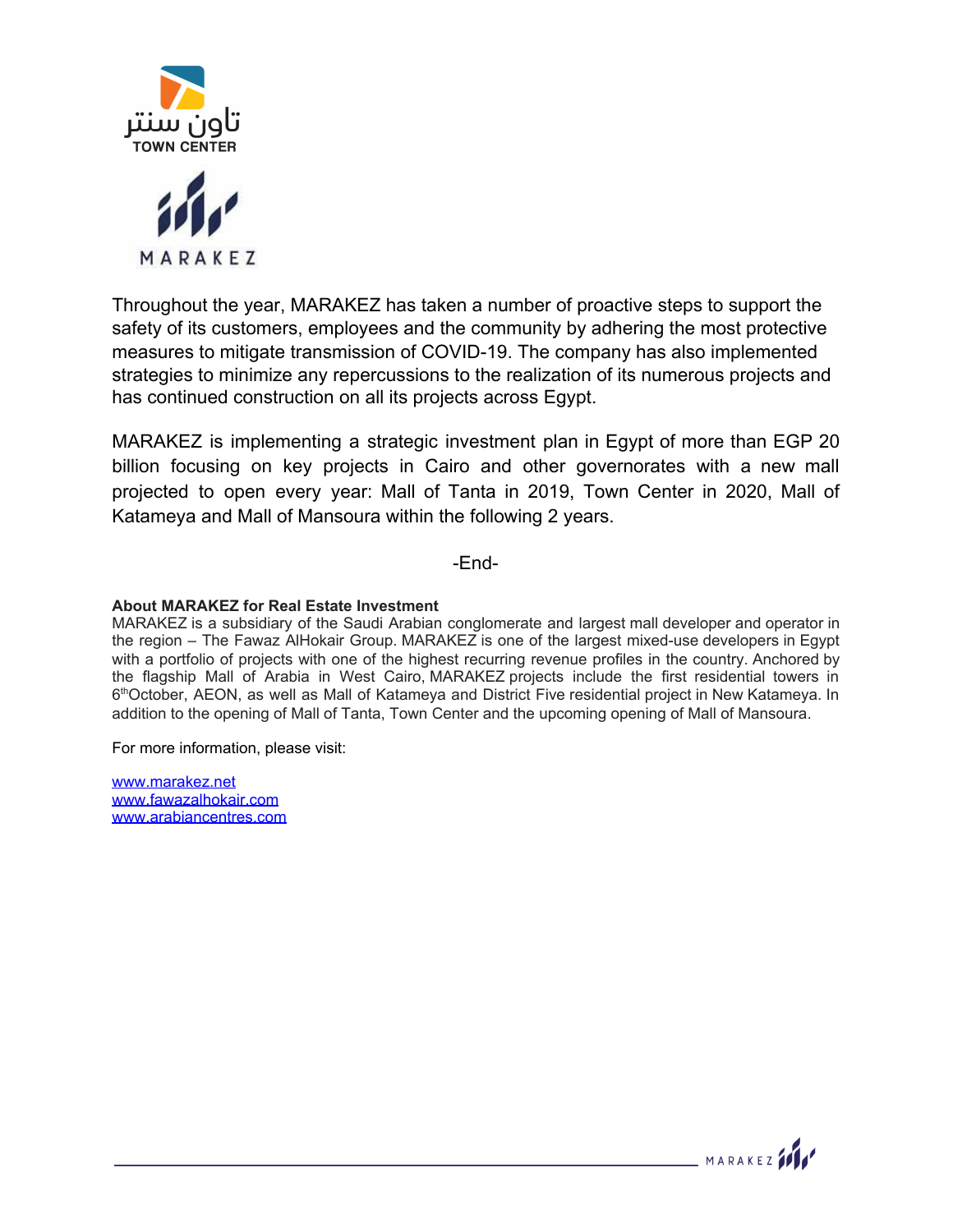Throughout the year, MARAKEZ has taken a number of proactive steps to support the safety of its customers, employees and the community by adhering the most protective measures to mitigate transmission of COVID-19. The company has also implemented strategies to minimize any repercussions to the realization of its numerous projects and has continued construction on all its projects across Egypt.

MARAKEZ is implementing a strategic investment plan in Egypt of more than EGP 20 billion focusing on key projects in Cairo and other governorates with a new mall projected to open every year: Mall of Tanta in 2019, Town Center in 2020, Mall of Katameya and Mall of Mansoura within the following 2 years.

-End-

**About MARAKEZ for Real Estate Investment**
MARAKEZ is a subsidiary of the Saudi Arabian conglomerate and largest mall developer and operator in the region – The Fawaz AlHokair Group. MARAKEZ is one of the largest mixed-use developers in Egypt with a portfolio of projects with one of the highest recurring revenue profiles in the country. Anchored by the flagship Mall of Arabia in West Cairo, MARAKEZ projects include the first residential towers in 6th October, AEON, as well as Mall of Katameya and District Five residential project in New Katameya. In addition to the opening of Mall of Tanta, Town Center and the upcoming opening of Mall of Mansoura.

For more information, please visit:

www.marakez.net
www.fawazalhokair.com
www.arabiancentres.com